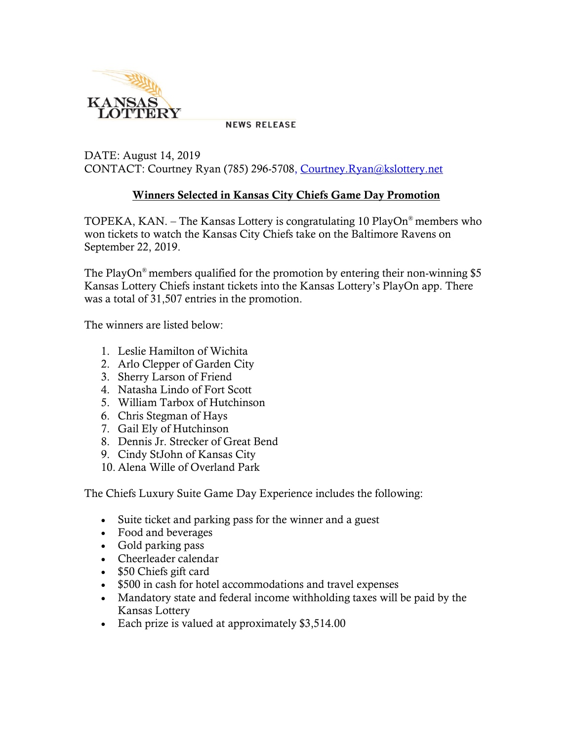KANSAS LOTTERY

NEWS RELEASE

DATE: August 14, 2019
CONTACT: Courtney Ryan (785) 296-5708, Courtney.Ryan@kslottery.net

## Winners Selected in Kansas City Chiefs Game Day Promotion

TOPEKA, KAN. – The Kansas Lottery is congratulating 10 PlayOn® members who won tickets to watch the Kansas City Chiefs take on the Baltimore Ravens on September 22, 2019.

The PlayOn® members qualified for the promotion by entering their non-winning $5 Kansas Lottery Chiefs instant tickets into the Kansas Lottery's PlayOn app. There was a total of 31,507 entries in the promotion.

The winners are listed below:

1. Leslie Hamilton of Wichita
2. Arlo Clepper of Garden City
3. Sherry Larson of Friend
4. Natasha Lindo of Fort Scott
5. William Tarbox of Hutchinson
6. Chris Stegman of Hays
7. Gail Ely of Hutchinson
8. Dennis Jr. Strecker of Great Bend
9. Cindy StJohn of Kansas City
10. Alena Wille of Overland Park

The Chiefs Luxury Suite Game Day Experience includes the following:

- Suite ticket and parking pass for the winner and a guest
- Food and beverages
- Gold parking pass
- Cheerleader calendar
- $50 Chiefs gift card
- $500 in cash for hotel accommodations and travel expenses
- Mandatory state and federal income withholding taxes will be paid by the Kansas Lottery
- Each prize is valued at approximately $3,514.00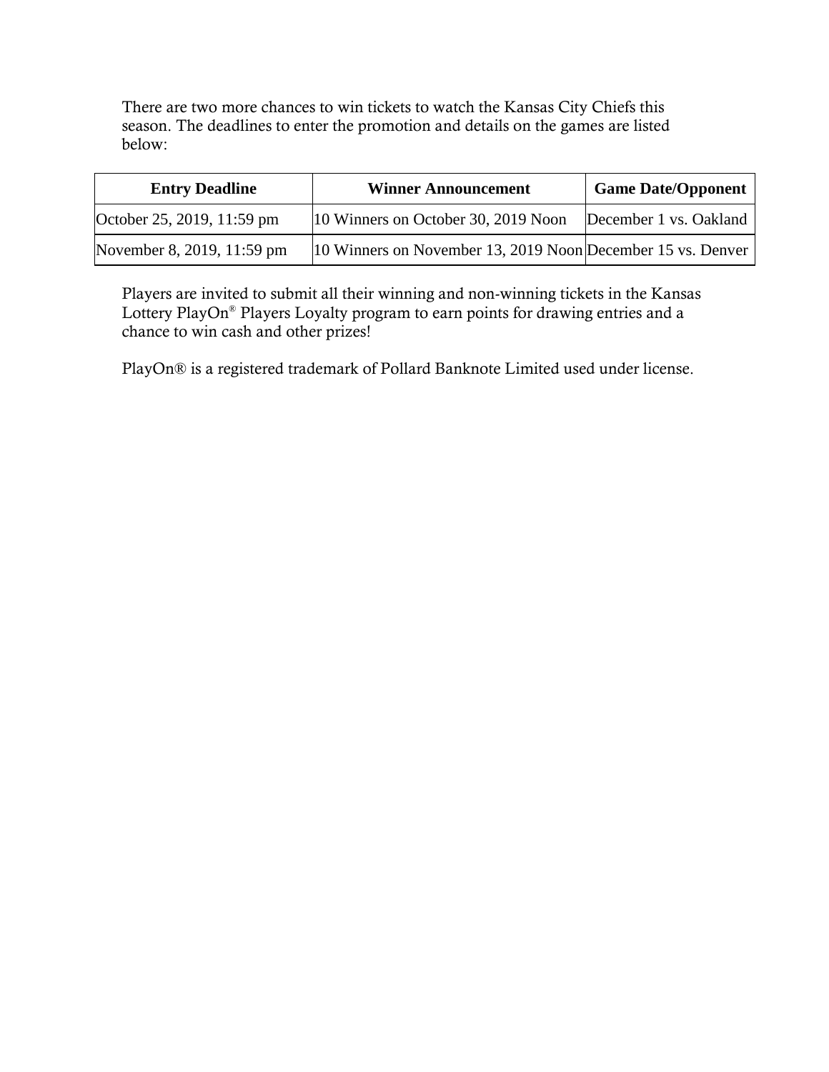There are two more chances to win tickets to watch the Kansas City Chiefs this season. The deadlines to enter the promotion and details on the games are listed below:

| Entry Deadline | Winner Announcement | Game Date/Opponent |
|---|---|---|
| October 25, 2019, 11:59 pm | 10 Winners on October 30, 2019 Noon | December 1 vs. Oakland |
| November 8, 2019, 11:59 pm | 10 Winners on November 13, 2019 Noon | December 15 vs. Denver |

Players are invited to submit all their winning and non-winning tickets in the Kansas Lottery PlayOn® Players Loyalty program to earn points for drawing entries and a chance to win cash and other prizes!

PlayOn® is a registered trademark of Pollard Banknote Limited used under license.